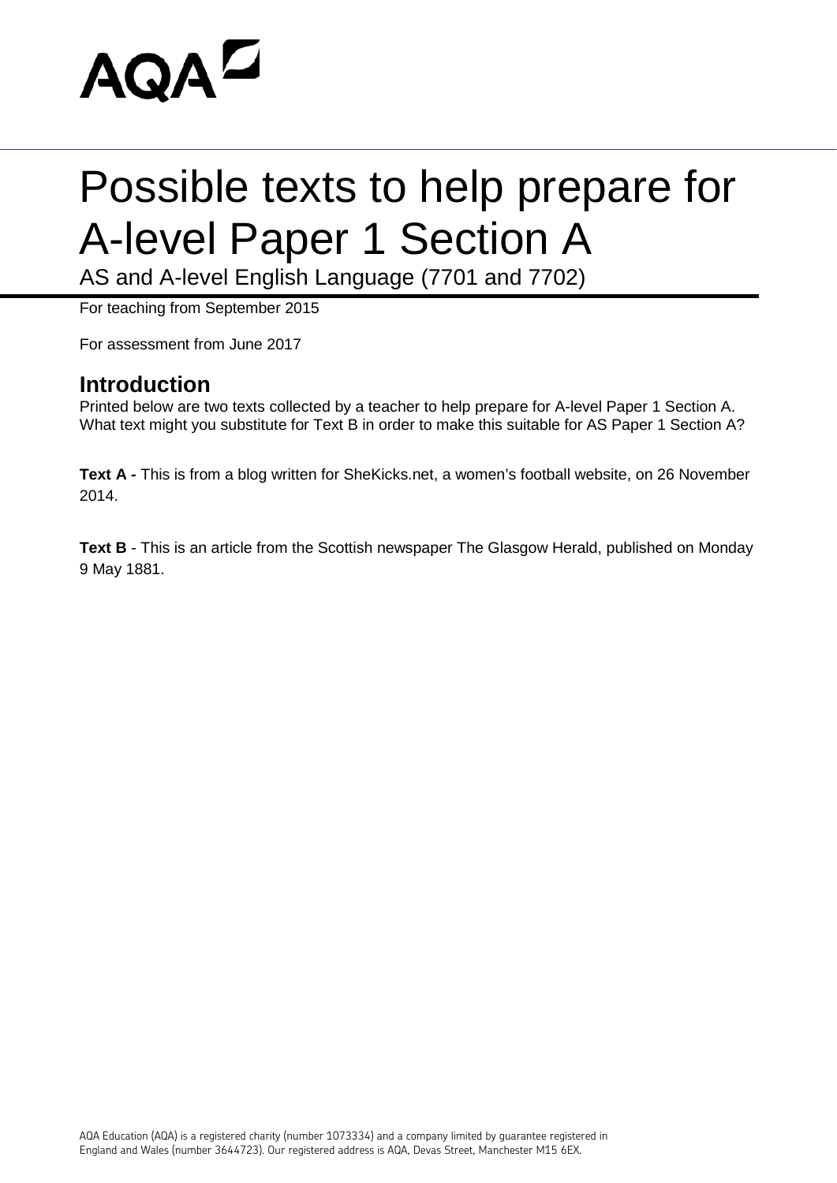AQA

# Possible texts to help prepare for A-level Paper 1 Section A

AS and A-level English Language (7701 and 7702)

For teaching from September 2015

For assessment from June 2017

## Introduction

Printed below are two texts collected by a teacher to help prepare for A-level Paper 1 Section A. What text might you substitute for Text B in order to make this suitable for AS Paper 1 Section A?

**Text A -** This is from a blog written for SheKicks.net, a women's football website, on 26 November 2014.

**Text B** - This is an article from the Scottish newspaper The Glasgow Herald, published on Monday 9 May 1881.

AQA Education (AQA) is a registered charity (number 1073334) and a company limited by guarantee registered in England and Wales (number 3644723). Our registered address is AQA, Devas Street, Manchester M15 6EX.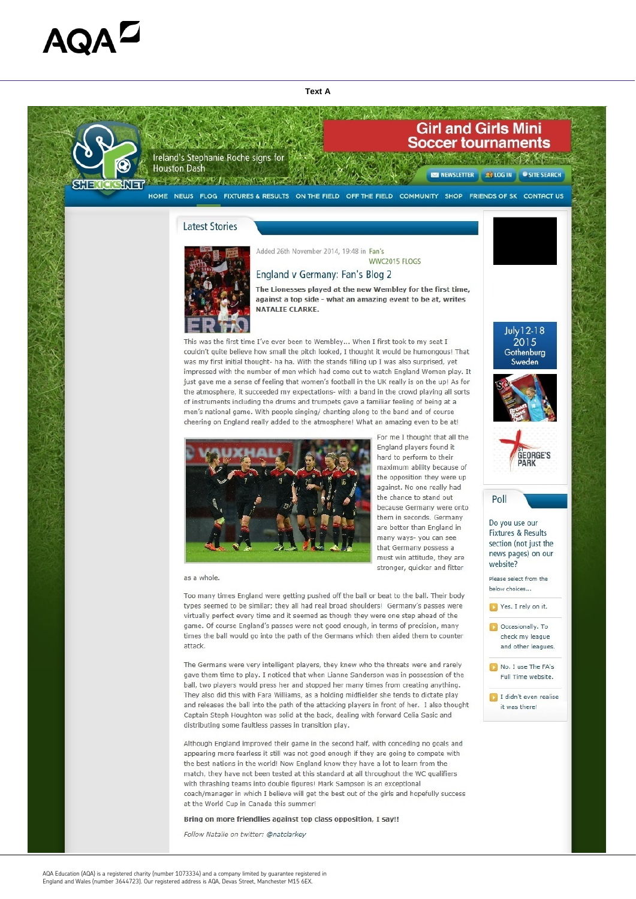Text A

Ireland's Stephanie Roche signs for Houston Dash

Girl and Girls Mini Soccer tournaments

NEWSLETTER | LOG IN | SITE SEARCH

HOME | NEWS | FLOG | FIXTURES & RESULTS | ON THE FIELD | OFF THE FIELD | COMMUNITY | SHOP | FRIENDS OF SK | CONTACT US

## Latest Stories

Added 26th November 2014, 19:48 in Fan's WWC2015 FLOGS

### England v Germany: Fan's Blog 2

**The Lionesses played at the new Wembley for the first time, against a top side - what an amazing event to be at, writes NATALIE CLARKE.**

This was the first time I've ever been to Wembley... When I first took to my seat I couldn't quite believe how small the pitch looked, I thought it would be humongous! That was my first initial thought- ha ha. With the stands filling up I was also surprised, yet impressed with the number of men which had come out to watch England Women play. It just gave me a sense of feeling that women's football in the UK really is on the up! As for the atmosphere, it succeeded my expectations- with a band in the crowd playing all sorts of instruments including the drums and trumpets gave a familiar feeling of being at a men's national game. With people singing/ chanting along to the band and of course cheering on England really added to the atmosphere! What an amazing even to be at!

For me I thought that all the England players found it hard to perform to their maximum ability because of the opposition they were up against. No one really had the chance to stand out because Germany were onto them in seconds. Germany are better than England in many ways- you can see that Germany possess a must win attitude, they are stronger, quicker and fitter as a whole.

Too many times England were getting pushed off the ball or beat to the ball. Their body types seemed to be similar; they all had real broad shoulders! Germany's passes were virtually perfect every time and it seemed as though they were one step ahead of the game. Of course England's passes were not good enough, in terms of precision, many times the ball would go into the path of the Germans which then aided them to counter attack.

The Germans were very intelligent players, they knew who the threats were and rarely gave them time to play. I noticed that when Lianne Sanderson was in possession of the ball, two players would press her and stopped her many times from creating anything. They also did this with Fara Williams, as a holding midfielder she tends to dictate play and releases the ball into the path of the attacking players in front of her. I also thought Captain Steph Houghton was solid at the back, dealing with forward Celia Sasic and distributing some faultless passes in transition play.

Although England improved their game in the second half, with conceding no goals and appearing more fearless it still was not good enough if they are going to compete with the best nations in the world! Now England know they have a lot to learn from the match, they have not been tested at this standard at all throughout the WC qualifiers with thrashing teams into double figures! Mark Sampson is an exceptional coach/manager in which I believe will get the best out of the girls and hopefully success at the World Cup in Canada this summer!

**Bring on more friendlies against top class opposition, I say!!**

*Follow Natalie on twitter: @natclarkey*

July 12-18 2015 Gothenburg Sweden

## Poll

Do you use our Fixtures & Results section (not just the news pages) on our website?

Please select from the below choices...

- Yes. I rely on it.
- Occasionally. To check my league and other leagues.
- No. I use The FA's Full Time website.
- I didn't even realise it was there!

AQA Education (AQA) is a registered charity (number 1073334) and a company limited by guarantee registered in England and Wales (number 3644723). Our registered address is AQA, Devas Street, Manchester M15 6EX.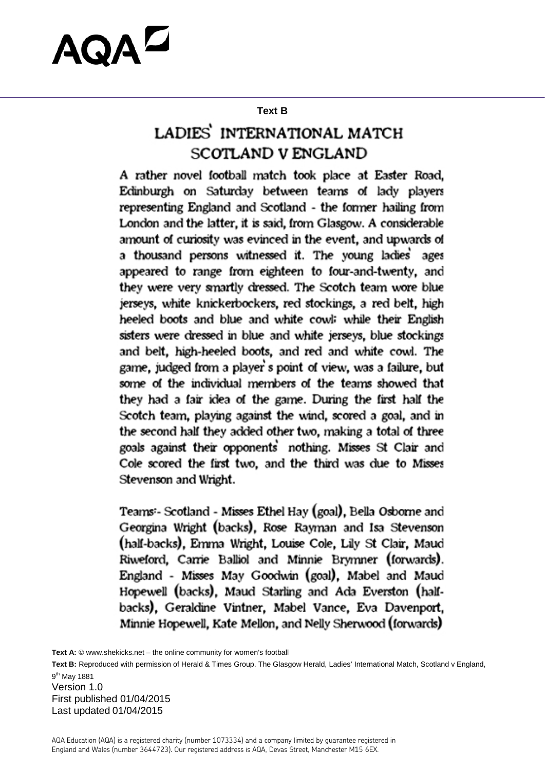**Text B**

# LADIES' INTERNATIONAL MATCH
# SCOTLAND V ENGLAND

A rather novel football match took place at Easter Road, Edinburgh on Saturday between teams of lady players representing England and Scotland - the former hailing from London and the latter, it is said, from Glasgow. A considerable amount of curiosity was evinced in the event, and upwards of a thousand persons witnessed it. The young ladies' ages appeared to range from eighteen to four-and-twenty, and they were very smartly dressed. The Scotch team wore blue jerseys, white knickerbockers, red stockings, a red belt, high heeled boots and blue and white cowl; while their English sisters were dressed in blue and white jerseys, blue stockings and belt, high-heeled boots, and red and white cowl. The game, judged from a player's point of view, was a failure, but some of the individual members of the teams showed that they had a fair idea of the game. During the first half the Scotch team, playing against the wind, scored a goal, and in the second half they added other two, making a total of three goals against their opponents' nothing. Misses St Clair and Cole scored the first two, and the third was due to Misses Stevenson and Wright.

Teams:- Scotland - Misses Ethel Hay (goal), Bella Osborne and Georgina Wright (backs), Rose Rayman and Isa Stevenson (half-backs), Emma Wright, Louise Cole, Lily St Clair, Maud Riweford, Carrie Balliol and Minnie Brymner (forwards). England - Misses May Goodwin (goal), Mabel and Maud Hopewell (backs), Maud Starling and Ada Everston (half-backs), Geraldine Vintner, Mabel Vance, Eva Davenport, Minnie Hopewell, Kate Mellon, and Nelly Sherwood (forwards)

**Text A:** © www.shekicks.net – the online community for women's football

**Text B:** Reproduced with permission of Herald & Times Group. The Glasgow Herald, Ladies' International Match, Scotland v England, 9th May 1881

Version 1.0
First published 01/04/2015
Last updated 01/04/2015

AQA Education (AQA) is a registered charity (number 1073334) and a company limited by guarantee registered in England and Wales (number 3644723). Our registered address is AQA, Devas Street, Manchester M15 6EX.